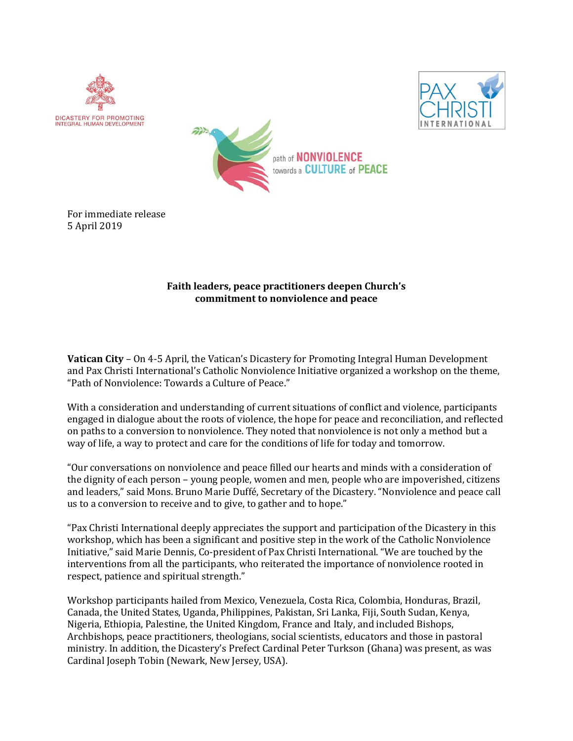DICASTERY FOR PROMOTING INTEGRAL HUMAN DEVELOPMENT

PAX CHRISTI INTERNATIONAL

path of NONVIOLENCE towards a CULTURE of PEACE

For immediate release
5 April 2019

**Faith leaders, peace practitioners deepen Church's commitment to nonviolence and peace**

**Vatican City** – On 4-5 April, the Vatican's Dicastery for Promoting Integral Human Development and Pax Christi International's Catholic Nonviolence Initiative organized a workshop on the theme, "Path of Nonviolence: Towards a Culture of Peace."

With a consideration and understanding of current situations of conflict and violence, participants engaged in dialogue about the roots of violence, the hope for peace and reconciliation, and reflected on paths to a conversion to nonviolence. They noted that nonviolence is not only a method but a way of life, a way to protect and care for the conditions of life for today and tomorrow.

"Our conversations on nonviolence and peace filled our hearts and minds with a consideration of the dignity of each person – young people, women and men, people who are impoverished, citizens and leaders," said Mons. Bruno Marie Duffé, Secretary of the Dicastery. "Nonviolence and peace call us to a conversion to receive and to give, to gather and to hope."

"Pax Christi International deeply appreciates the support and participation of the Dicastery in this workshop, which has been a significant and positive step in the work of the Catholic Nonviolence Initiative," said Marie Dennis, Co-president of Pax Christi International. "We are touched by the interventions from all the participants, who reiterated the importance of nonviolence rooted in respect, patience and spiritual strength."

Workshop participants hailed from Mexico, Venezuela, Costa Rica, Colombia, Honduras, Brazil, Canada, the United States, Uganda, Philippines, Pakistan, Sri Lanka, Fiji, South Sudan, Kenya, Nigeria, Ethiopia, Palestine, the United Kingdom, France and Italy, and included Bishops, Archbishops, peace practitioners, theologians, social scientists, educators and those in pastoral ministry. In addition, the Dicastery's Prefect Cardinal Peter Turkson (Ghana) was present, as was Cardinal Joseph Tobin (Newark, New Jersey, USA).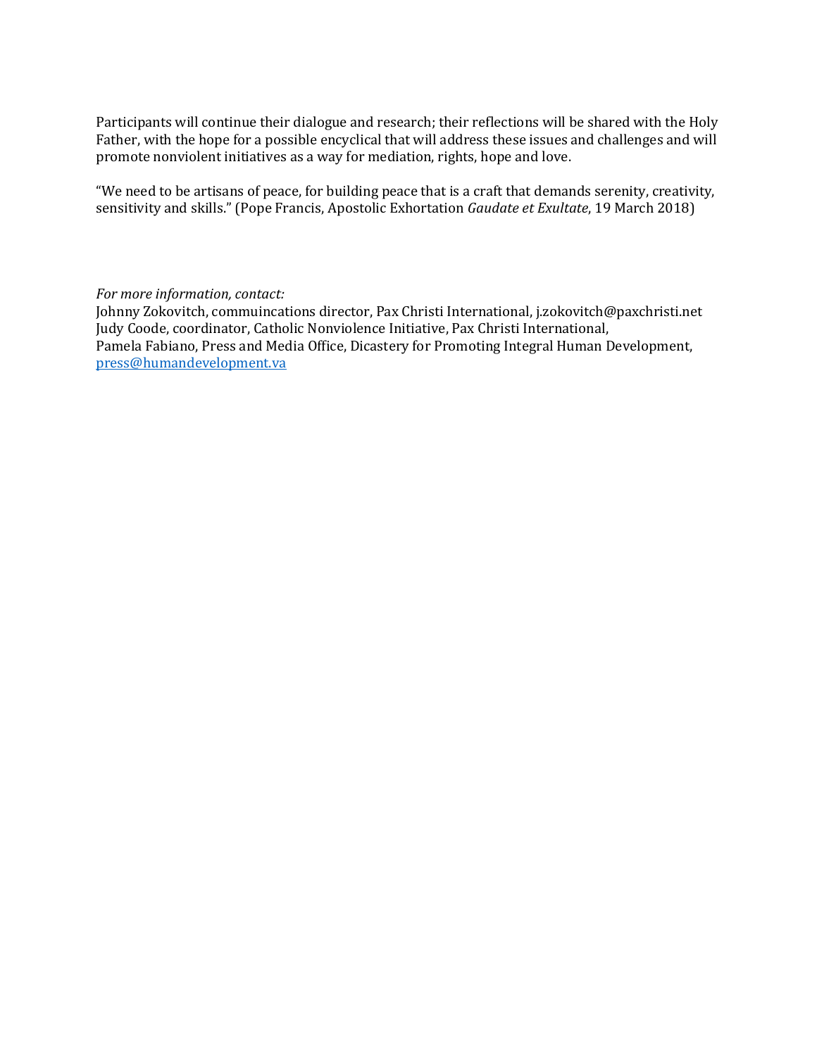Participants will continue their dialogue and research; their reflections will be shared with the Holy Father, with the hope for a possible encyclical that will address these issues and challenges and will promote nonviolent initiatives as a way for mediation, rights, hope and love.

"We need to be artisans of peace, for building peace that is a craft that demands serenity, creativity, sensitivity and skills." (Pope Francis, Apostolic Exhortation *Gaudate et Exultate*, 19 March 2018)

*For more information, contact:*
Johnny Zokovitch, commuincations director, Pax Christi International, j.zokovitch@paxchristi.net
Judy Coode, coordinator, Catholic Nonviolence Initiative, Pax Christi International,
Pamela Fabiano, Press and Media Office, Dicastery for Promoting Integral Human Development, press@humandevelopment.va